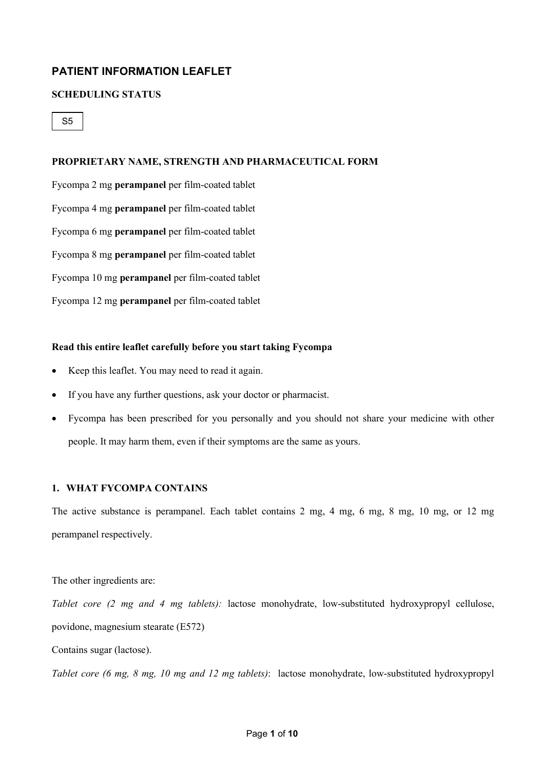# PATIENT INFORMATION LEAFLET

## SCHEDULING STATUS

S5

## PROPRIETARY NAME, STRENGTH AND PHARMACEUTICAL FORM

Fycompa 2 mg **perampanel** per film-coated tablet

Fycompa 4 mg **perampanel** per film-coated tablet

Fycompa 6 mg **perampanel** per film-coated tablet

Fycompa 8 mg **perampanel** per film-coated tablet

Fycompa 10 mg **perampanel** per film-coated tablet

Fycompa 12 mg **perampanel** per film-coated tablet

**Read this entire leaflet carefully before you start taking Fycompa**

- Keep this leaflet. You may need to read it again.
- If you have any further questions, ask your doctor or pharmacist.
- Fycompa has been prescribed for you personally and you should not share your medicine with other people. It may harm them, even if their symptoms are the same as yours.

## 1. WHAT FYCOMPA CONTAINS

The active substance is perampanel. Each tablet contains 2 mg, 4 mg, 6 mg, 8 mg, 10 mg, or 12 mg perampanel respectively.

The other ingredients are:

*Tablet core (2 mg and 4 mg tablets):* lactose monohydrate, low-substituted hydroxypropyl cellulose, povidone, magnesium stearate (E572)

Contains sugar (lactose).

*Tablet core (6 mg, 8 mg, 10 mg and 12 mg tablets)*: lactose monohydrate, low-substituted hydroxypropyl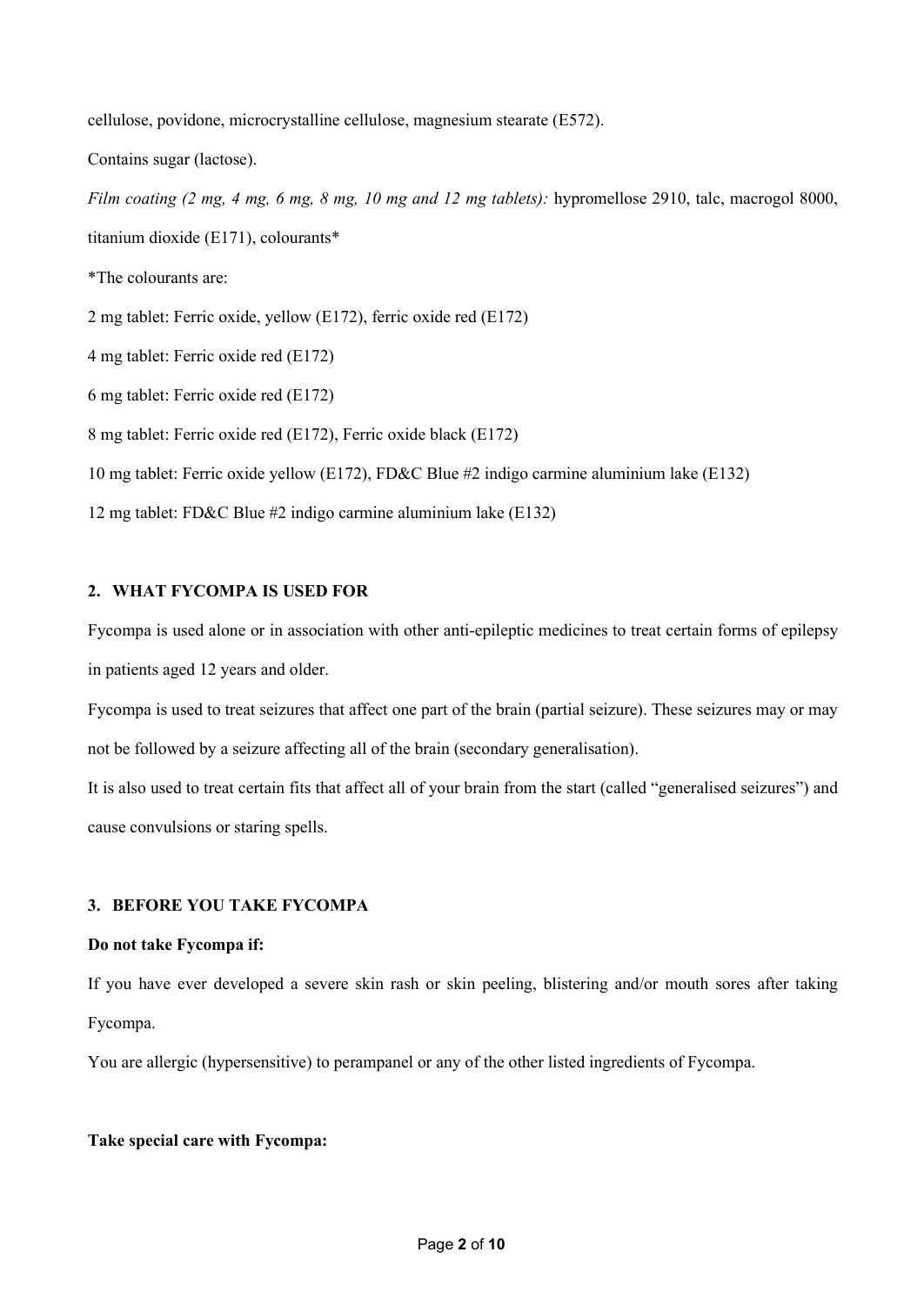cellulose, povidone, microcrystalline cellulose, magnesium stearate (E572).

Contains sugar (lactose).

*Film coating (2 mg, 4 mg, 6 mg, 8 mg, 10 mg and 12 mg tablets):* hypromellose 2910, talc, macrogol 8000, titanium dioxide (E171), colourants*

*The colourants are:

2 mg tablet: Ferric oxide, yellow (E172), ferric oxide red (E172)

4 mg tablet: Ferric oxide red (E172)

6 mg tablet: Ferric oxide red (E172)

8 mg tablet: Ferric oxide red (E172), Ferric oxide black (E172)

10 mg tablet: Ferric oxide yellow (E172), FD&C Blue #2 indigo carmine aluminium lake (E132)

12 mg tablet: FD&C Blue #2 indigo carmine aluminium lake (E132)

## 2. WHAT FYCOMPA IS USED FOR

Fycompa is used alone or in association with other anti-epileptic medicines to treat certain forms of epilepsy in patients aged 12 years and older.

Fycompa is used to treat seizures that affect one part of the brain (partial seizure). These seizures may or may not be followed by a seizure affecting all of the brain (secondary generalisation).

It is also used to treat certain fits that affect all of your brain from the start (called "generalised seizures") and cause convulsions or staring spells.

## 3. BEFORE YOU TAKE FYCOMPA

**Do not take Fycompa if:**

If you have ever developed a severe skin rash or skin peeling, blistering and/or mouth sores after taking Fycompa.

You are allergic (hypersensitive) to perampanel or any of the other listed ingredients of Fycompa.

**Take special care with Fycompa:**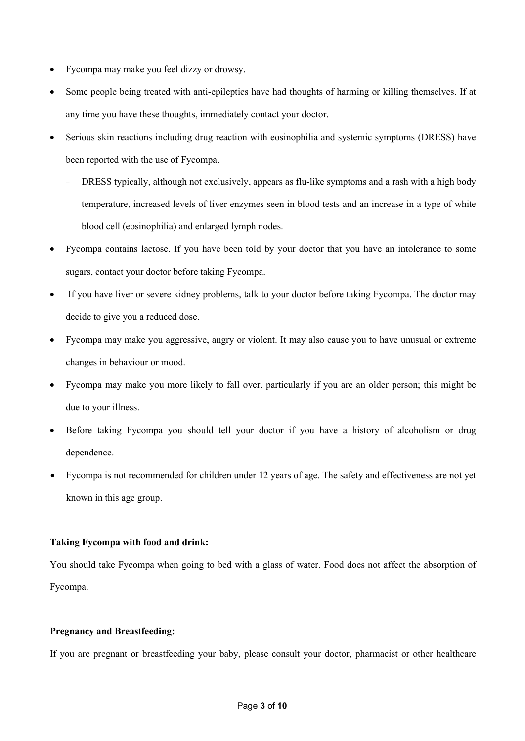- Fycompa may make you feel dizzy or drowsy.
- Some people being treated with anti-epileptics have had thoughts of harming or killing themselves. If at any time you have these thoughts, immediately contact your doctor.
- Serious skin reactions including drug reaction with eosinophilia and systemic symptoms (DRESS) have been reported with the use of Fycompa.
  - DRESS typically, although not exclusively, appears as flu-like symptoms and a rash with a high body temperature, increased levels of liver enzymes seen in blood tests and an increase in a type of white blood cell (eosinophilia) and enlarged lymph nodes.
- Fycompa contains lactose. If you have been told by your doctor that you have an intolerance to some sugars, contact your doctor before taking Fycompa.
- If you have liver or severe kidney problems, talk to your doctor before taking Fycompa. The doctor may decide to give you a reduced dose.
- Fycompa may make you aggressive, angry or violent. It may also cause you to have unusual or extreme changes in behaviour or mood.
- Fycompa may make you more likely to fall over, particularly if you are an older person; this might be due to your illness.
- Before taking Fycompa you should tell your doctor if you have a history of alcoholism or drug dependence.
- Fycompa is not recommended for children under 12 years of age. The safety and effectiveness are not yet known in this age group.

**Taking Fycompa with food and drink:**

You should take Fycompa when going to bed with a glass of water. Food does not affect the absorption of Fycompa.

**Pregnancy and Breastfeeding:**

If you are pregnant or breastfeeding your baby, please consult your doctor, pharmacist or other healthcare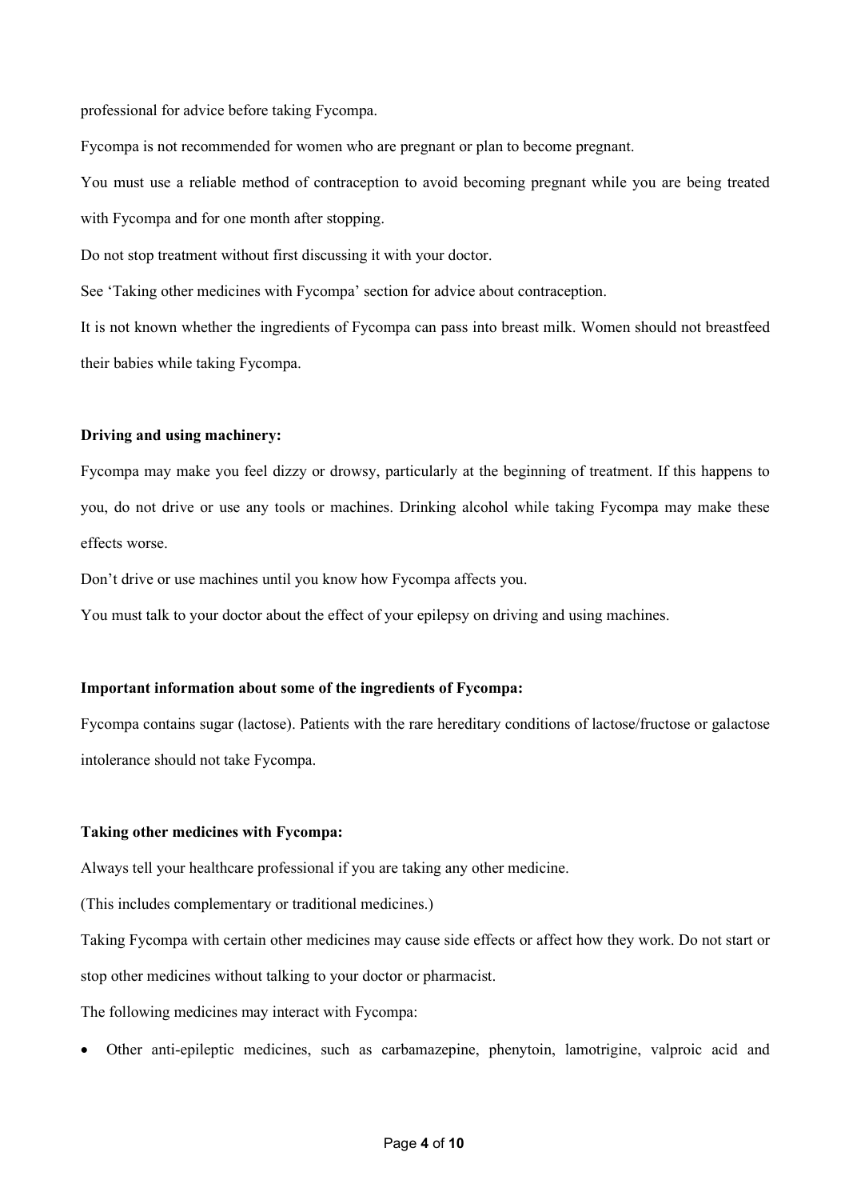professional for advice before taking Fycompa.

Fycompa is not recommended for women who are pregnant or plan to become pregnant.

You must use a reliable method of contraception to avoid becoming pregnant while you are being treated with Fycompa and for one month after stopping.

Do not stop treatment without first discussing it with your doctor.

See 'Taking other medicines with Fycompa' section for advice about contraception.

It is not known whether the ingredients of Fycompa can pass into breast milk. Women should not breastfeed their babies while taking Fycompa.

**Driving and using machinery:**

Fycompa may make you feel dizzy or drowsy, particularly at the beginning of treatment. If this happens to you, do not drive or use any tools or machines. Drinking alcohol while taking Fycompa may make these effects worse.

Don't drive or use machines until you know how Fycompa affects you.

You must talk to your doctor about the effect of your epilepsy on driving and using machines.

**Important information about some of the ingredients of Fycompa:**

Fycompa contains sugar (lactose). Patients with the rare hereditary conditions of lactose/fructose or galactose intolerance should not take Fycompa.

**Taking other medicines with Fycompa:**

Always tell your healthcare professional if you are taking any other medicine.

(This includes complementary or traditional medicines.)

Taking Fycompa with certain other medicines may cause side effects or affect how they work. Do not start or stop other medicines without talking to your doctor or pharmacist.

The following medicines may interact with Fycompa:

- Other anti-epileptic medicines, such as carbamazepine, phenytoin, lamotrigine, valproic acid and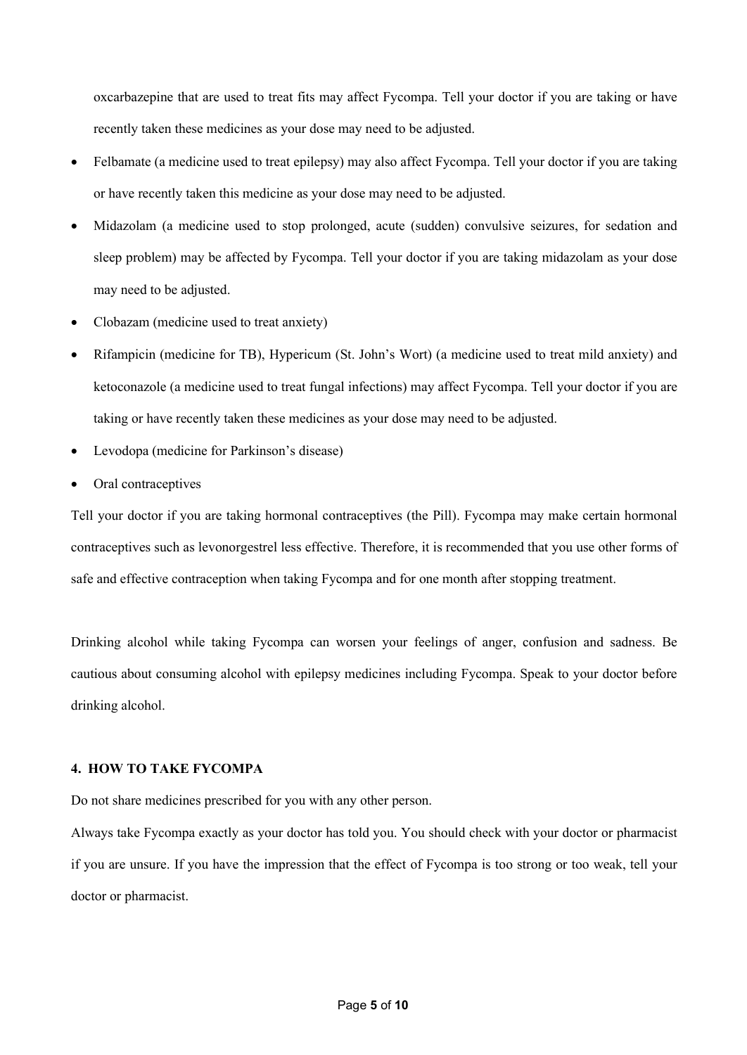oxcarbazepine that are used to treat fits may affect Fycompa. Tell your doctor if you are taking or have recently taken these medicines as your dose may need to be adjusted.

- Felbamate (a medicine used to treat epilepsy) may also affect Fycompa. Tell your doctor if you are taking or have recently taken this medicine as your dose may need to be adjusted.
- Midazolam (a medicine used to stop prolonged, acute (sudden) convulsive seizures, for sedation and sleep problem) may be affected by Fycompa. Tell your doctor if you are taking midazolam as your dose may need to be adjusted.
- Clobazam (medicine used to treat anxiety)
- Rifampicin (medicine for TB), Hypericum (St. John's Wort) (a medicine used to treat mild anxiety) and ketoconazole (a medicine used to treat fungal infections) may affect Fycompa. Tell your doctor if you are taking or have recently taken these medicines as your dose may need to be adjusted.
- Levodopa (medicine for Parkinson's disease)
- Oral contraceptives

Tell your doctor if you are taking hormonal contraceptives (the Pill). Fycompa may make certain hormonal contraceptives such as levonorgestrel less effective. Therefore, it is recommended that you use other forms of safe and effective contraception when taking Fycompa and for one month after stopping treatment.

Drinking alcohol while taking Fycompa can worsen your feelings of anger, confusion and sadness. Be cautious about consuming alcohol with epilepsy medicines including Fycompa. Speak to your doctor before drinking alcohol.

## 4. HOW TO TAKE FYCOMPA

Do not share medicines prescribed for you with any other person.

Always take Fycompa exactly as your doctor has told you. You should check with your doctor or pharmacist if you are unsure. If you have the impression that the effect of Fycompa is too strong or too weak, tell your doctor or pharmacist.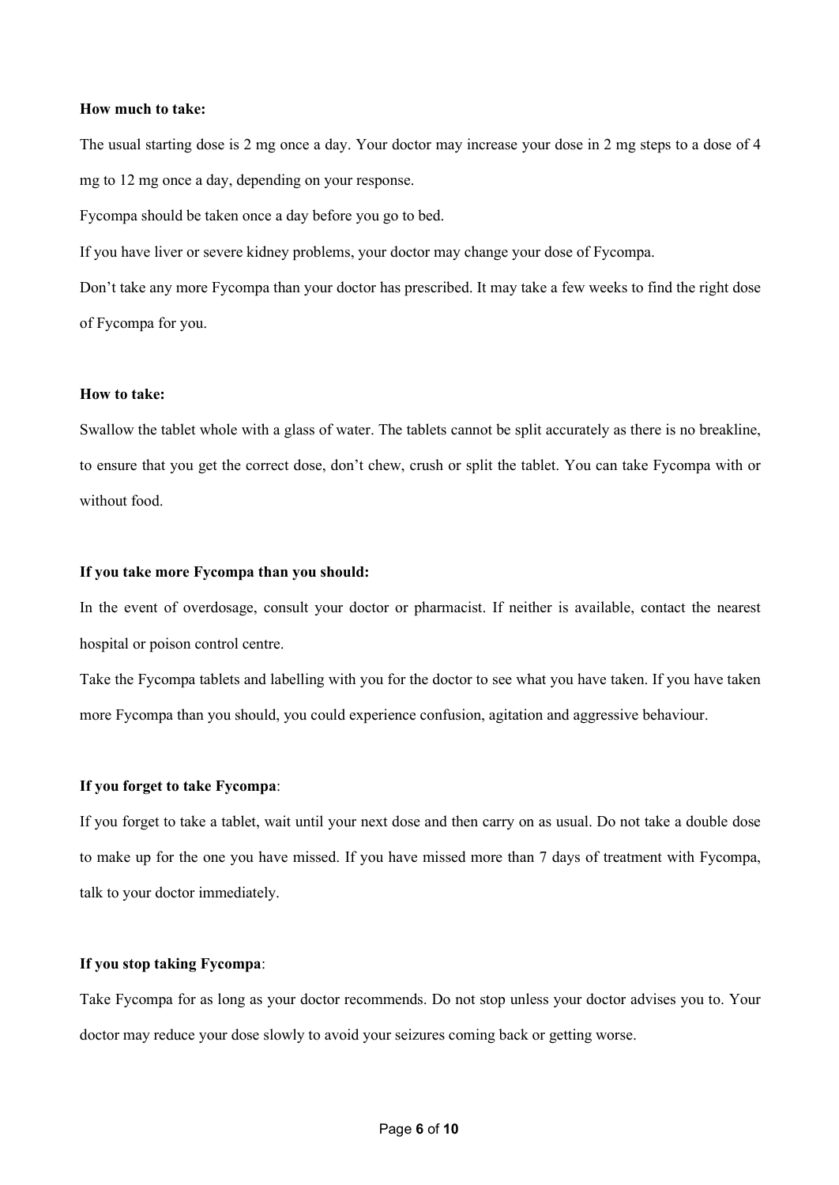**How much to take:**

The usual starting dose is 2 mg once a day. Your doctor may increase your dose in 2 mg steps to a dose of 4 mg to 12 mg once a day, depending on your response.

Fycompa should be taken once a day before you go to bed.

If you have liver or severe kidney problems, your doctor may change your dose of Fycompa.

Don't take any more Fycompa than your doctor has prescribed. It may take a few weeks to find the right dose of Fycompa for you.

**How to take:**

Swallow the tablet whole with a glass of water. The tablets cannot be split accurately as there is no breakline, to ensure that you get the correct dose, don't chew, crush or split the tablet. You can take Fycompa with or without food.

**If you take more Fycompa than you should:**

In the event of overdosage, consult your doctor or pharmacist. If neither is available, contact the nearest hospital or poison control centre.

Take the Fycompa tablets and labelling with you for the doctor to see what you have taken. If you have taken more Fycompa than you should, you could experience confusion, agitation and aggressive behaviour.

**If you forget to take Fycompa**:

If you forget to take a tablet, wait until your next dose and then carry on as usual. Do not take a double dose to make up for the one you have missed. If you have missed more than 7 days of treatment with Fycompa, talk to your doctor immediately.

**If you stop taking Fycompa**:

Take Fycompa for as long as your doctor recommends. Do not stop unless your doctor advises you to. Your doctor may reduce your dose slowly to avoid your seizures coming back or getting worse.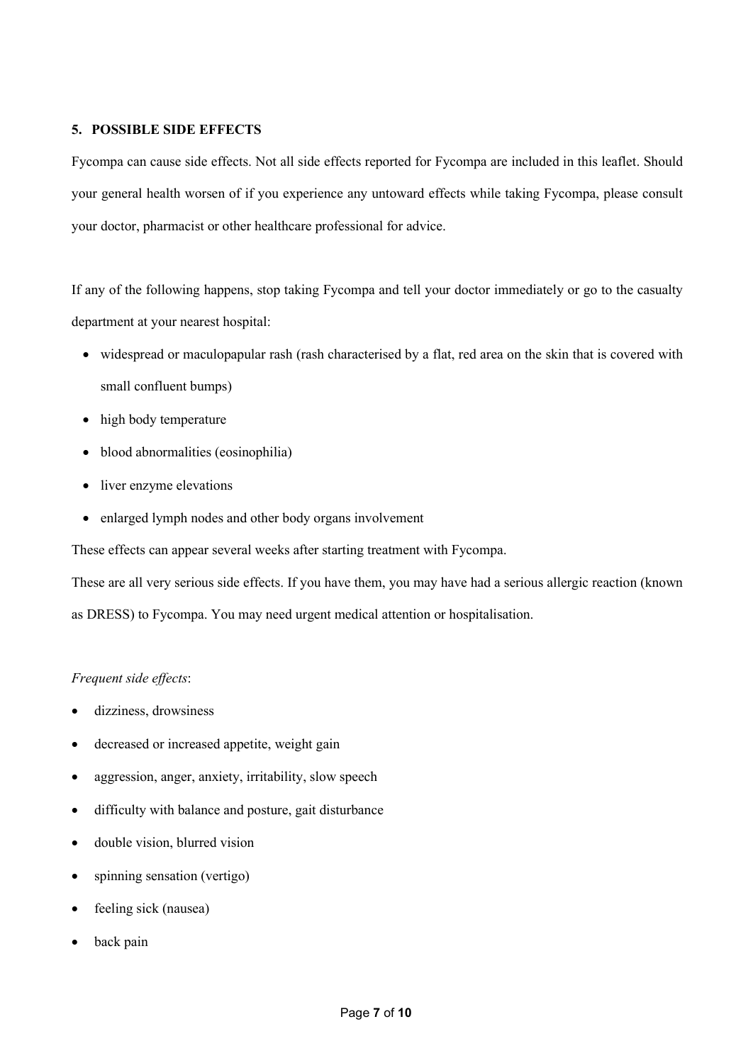## 5. POSSIBLE SIDE EFFECTS

Fycompa can cause side effects. Not all side effects reported for Fycompa are included in this leaflet. Should your general health worsen of if you experience any untoward effects while taking Fycompa, please consult your doctor, pharmacist or other healthcare professional for advice.

If any of the following happens, stop taking Fycompa and tell your doctor immediately or go to the casualty department at your nearest hospital:

- widespread or maculopapular rash (rash characterised by a flat, red area on the skin that is covered with small confluent bumps)
- high body temperature
- blood abnormalities (eosinophilia)
- liver enzyme elevations
- enlarged lymph nodes and other body organs involvement

These effects can appear several weeks after starting treatment with Fycompa.

These are all very serious side effects. If you have them, you may have had a serious allergic reaction (known as DRESS) to Fycompa. You may need urgent medical attention or hospitalisation.

*Frequent side effects*:

- dizziness, drowsiness
- decreased or increased appetite, weight gain
- aggression, anger, anxiety, irritability, slow speech
- difficulty with balance and posture, gait disturbance
- double vision, blurred vision
- spinning sensation (vertigo)
- feeling sick (nausea)
- back pain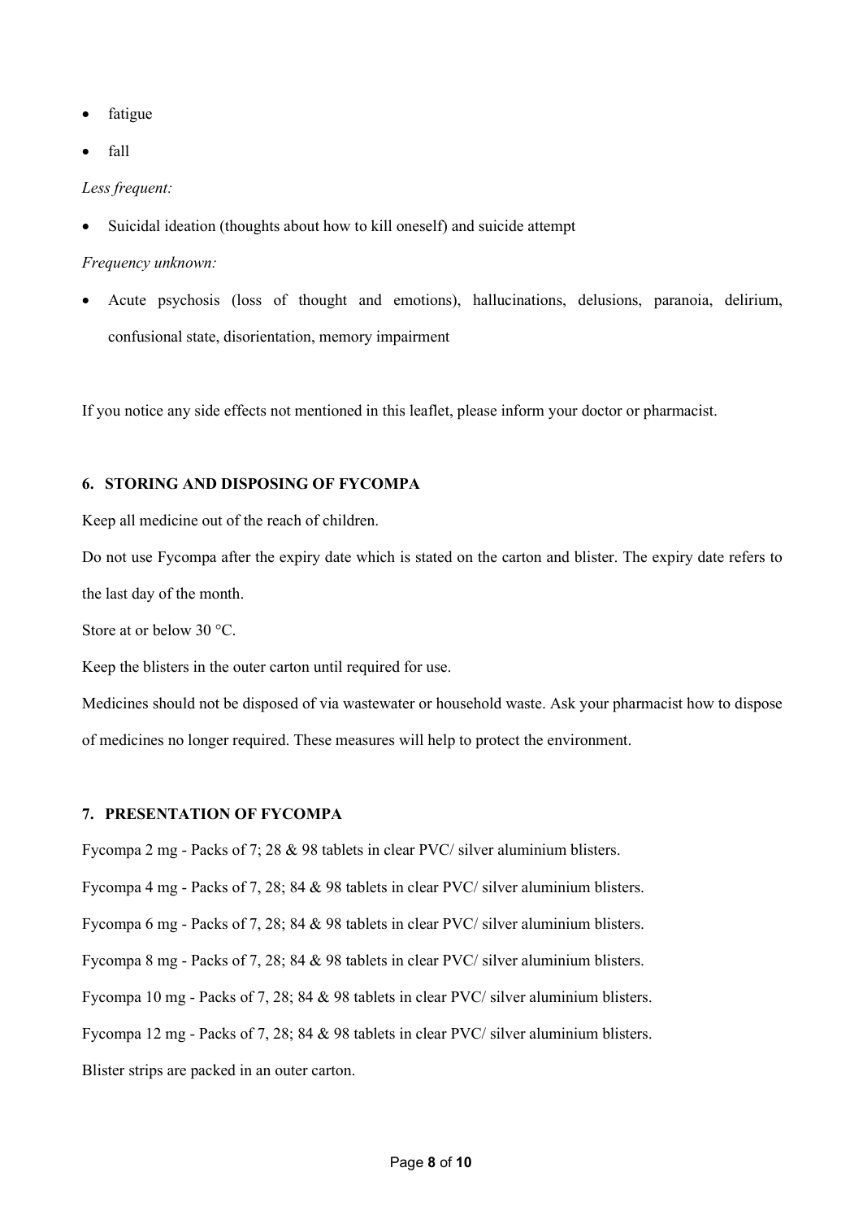- fatigue
- fall

*Less frequent:*

- Suicidal ideation (thoughts about how to kill oneself) and suicide attempt

*Frequency unknown:*

- Acute psychosis (loss of thought and emotions), hallucinations, delusions, paranoia, delirium, confusional state, disorientation, memory impairment

If you notice any side effects not mentioned in this leaflet, please inform your doctor or pharmacist.

### 6. STORING AND DISPOSING OF FYCOMPA

Keep all medicine out of the reach of children.

Do not use Fycompa after the expiry date which is stated on the carton and blister. The expiry date refers to the last day of the month.

Store at or below 30 °C.

Keep the blisters in the outer carton until required for use.

Medicines should not be disposed of via wastewater or household waste. Ask your pharmacist how to dispose of medicines no longer required. These measures will help to protect the environment.

### 7. PRESENTATION OF FYCOMPA

Fycompa 2 mg - Packs of 7; 28 & 98 tablets in clear PVC/ silver aluminium blisters.

Fycompa 4 mg - Packs of 7, 28; 84 & 98 tablets in clear PVC/ silver aluminium blisters.

Fycompa 6 mg - Packs of 7, 28; 84 & 98 tablets in clear PVC/ silver aluminium blisters.

Fycompa 8 mg - Packs of 7, 28; 84 & 98 tablets in clear PVC/ silver aluminium blisters.

Fycompa 10 mg - Packs of 7, 28; 84 & 98 tablets in clear PVC/ silver aluminium blisters.

Fycompa 12 mg - Packs of 7, 28; 84 & 98 tablets in clear PVC/ silver aluminium blisters.

Blister strips are packed in an outer carton.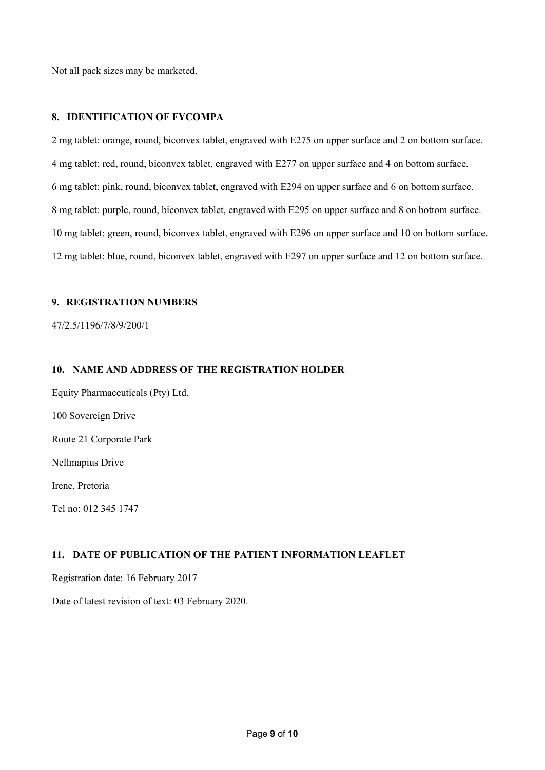Not all pack sizes may be marketed.

## 8. IDENTIFICATION OF FYCOMPA

2 mg tablet: orange, round, biconvex tablet, engraved with E275 on upper surface and 2 on bottom surface.

4 mg tablet: red, round, biconvex tablet, engraved with E277 on upper surface and 4 on bottom surface.

6 mg tablet: pink, round, biconvex tablet, engraved with E294 on upper surface and 6 on bottom surface.

8 mg tablet: purple, round, biconvex tablet, engraved with E295 on upper surface and 8 on bottom surface.

10 mg tablet: green, round, biconvex tablet, engraved with E296 on upper surface and 10 on bottom surface.

12 mg tablet: blue, round, biconvex tablet, engraved with E297 on upper surface and 12 on bottom surface.

## 9. REGISTRATION NUMBERS

47/2.5/1196/7/8/9/200/1

## 10. NAME AND ADDRESS OF THE REGISTRATION HOLDER

Equity Pharmaceuticals (Pty) Ltd.

100 Sovereign Drive

Route 21 Corporate Park

Nellmapius Drive

Irene, Pretoria

Tel no: 012 345 1747

## 11. DATE OF PUBLICATION OF THE PATIENT INFORMATION LEAFLET

Registration date: 16 February 2017

Date of latest revision of text: 03 February 2020.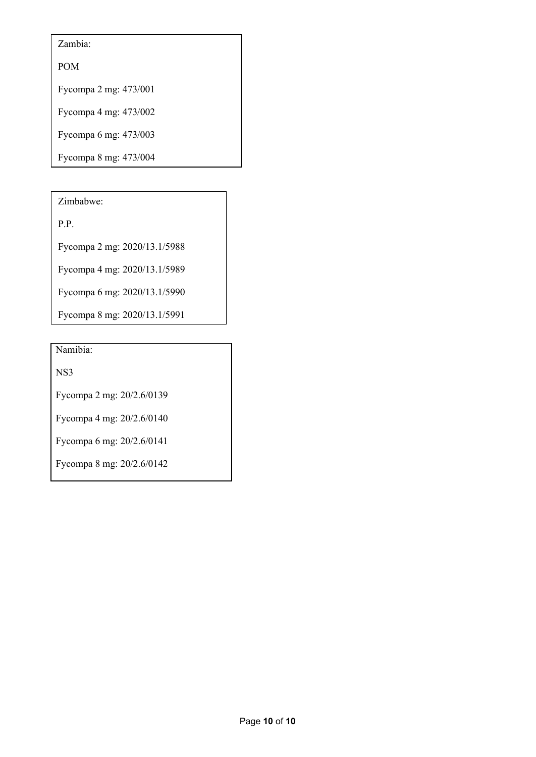Zambia:

POM

Fycompa 2 mg: 473/001

Fycompa 4 mg: 473/002

Fycompa 6 mg: 473/003

Fycompa 8 mg: 473/004

Zimbabwe:

P.P.

Fycompa 2 mg: 2020/13.1/5988

Fycompa 4 mg: 2020/13.1/5989

Fycompa 6 mg: 2020/13.1/5990

Fycompa 8 mg: 2020/13.1/5991

Namibia:

NS3

Fycompa 2 mg: 20/2.6/0139

Fycompa 4 mg: 20/2.6/0140

Fycompa 6 mg: 20/2.6/0141

Fycompa 8 mg: 20/2.6/0142